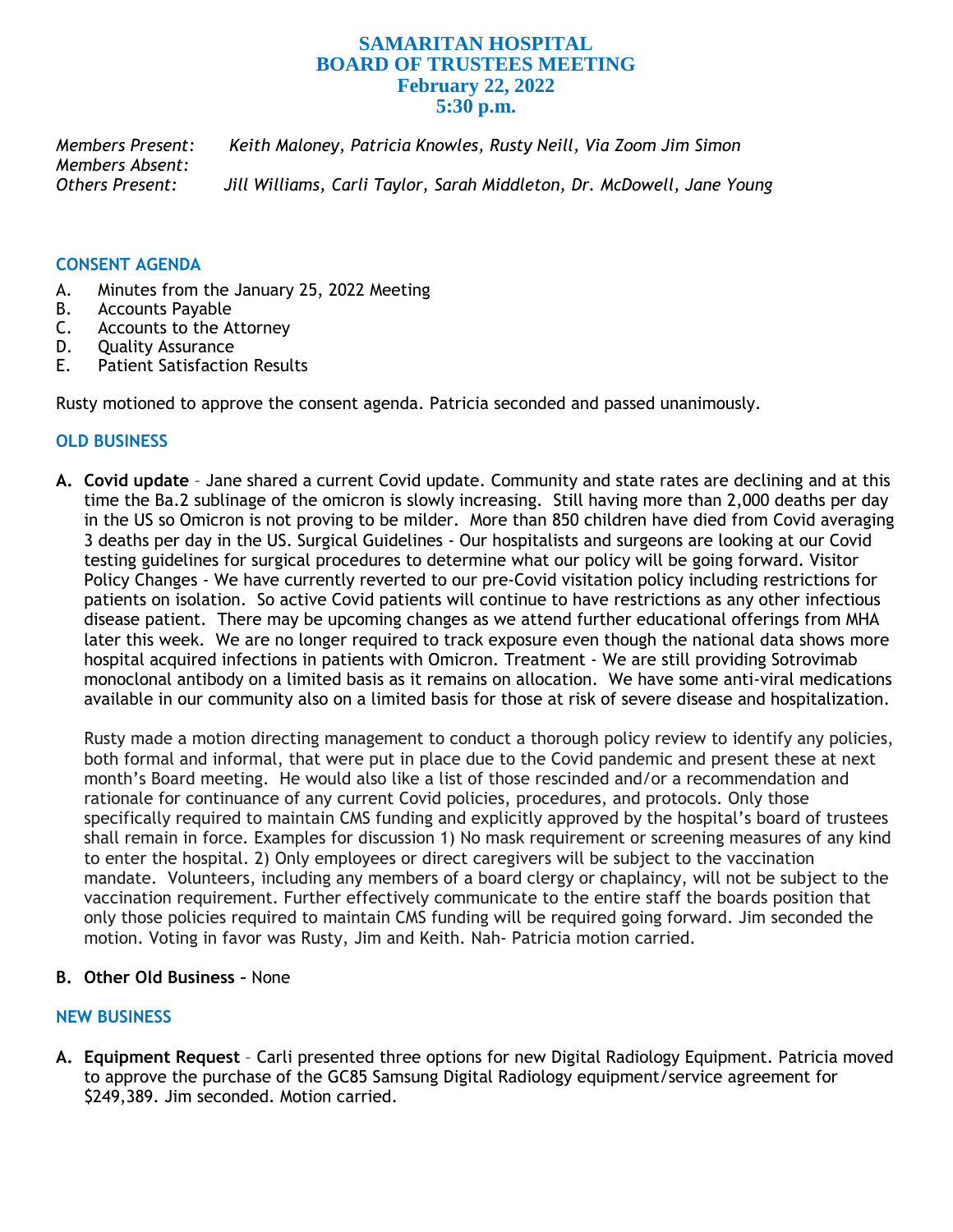# SAMARITAN HOSPITAL
# BOARD OF TRUSTEES MEETING
## February 22, 2022
## 5:30 p.m.

*Members Present:* *Keith Maloney, Patricia Knowles, Rusty Neill, Via Zoom Jim Simon*
*Members Absent:*
*Others Present:* *Jill Williams, Carli Taylor, Sarah Middleton, Dr. McDowell, Jane Young*

### CONSENT AGENDA

A. Minutes from the January 25, 2022 Meeting
B. Accounts Payable
C. Accounts to the Attorney
D. Quality Assurance
E. Patient Satisfaction Results

Rusty motioned to approve the consent agenda. Patricia seconded and passed unanimously.

### OLD BUSINESS

**A. Covid update** – Jane shared a current Covid update. Community and state rates are declining and at this time the Ba.2 sublinage of the omicron is slowly increasing. Still having more than 2,000 deaths per day in the US so Omicron is not proving to be milder. More than 850 children have died from Covid averaging 3 deaths per day in the US. Surgical Guidelines - Our hospitalists and surgeons are looking at our Covid testing guidelines for surgical procedures to determine what our policy will be going forward. Visitor Policy Changes - We have currently reverted to our pre-Covid visitation policy including restrictions for patients on isolation. So active Covid patients will continue to have restrictions as any other infectious disease patient. There may be upcoming changes as we attend further educational offerings from MHA later this week. We are no longer required to track exposure even though the national data shows more hospital acquired infections in patients with Omicron. Treatment - We are still providing Sotrovimab monoclonal antibody on a limited basis as it remains on allocation. We have some anti-viral medications available in our community also on a limited basis for those at risk of severe disease and hospitalization.

Rusty made a motion directing management to conduct a thorough policy review to identify any policies, both formal and informal, that were put in place due to the Covid pandemic and present these at next month's Board meeting. He would also like a list of those rescinded and/or a recommendation and rationale for continuance of any current Covid policies, procedures, and protocols. Only those specifically required to maintain CMS funding and explicitly approved by the hospital's board of trustees shall remain in force. Examples for discussion 1) No mask requirement or screening measures of any kind to enter the hospital. 2) Only employees or direct caregivers will be subject to the vaccination mandate. Volunteers, including any members of a board clergy or chaplaincy, will not be subject to the vaccination requirement. Further effectively communicate to the entire staff the boards position that only those policies required to maintain CMS funding will be required going forward. Jim seconded the motion. Voting in favor was Rusty, Jim and Keith. Nah- Patricia motion carried.

**B. Other Old Business** – None

### NEW BUSINESS

**A. Equipment Request** – Carli presented three options for new Digital Radiology Equipment. Patricia moved to approve the purchase of the GC85 Samsung Digital Radiology equipment/service agreement for $249,389. Jim seconded. Motion carried.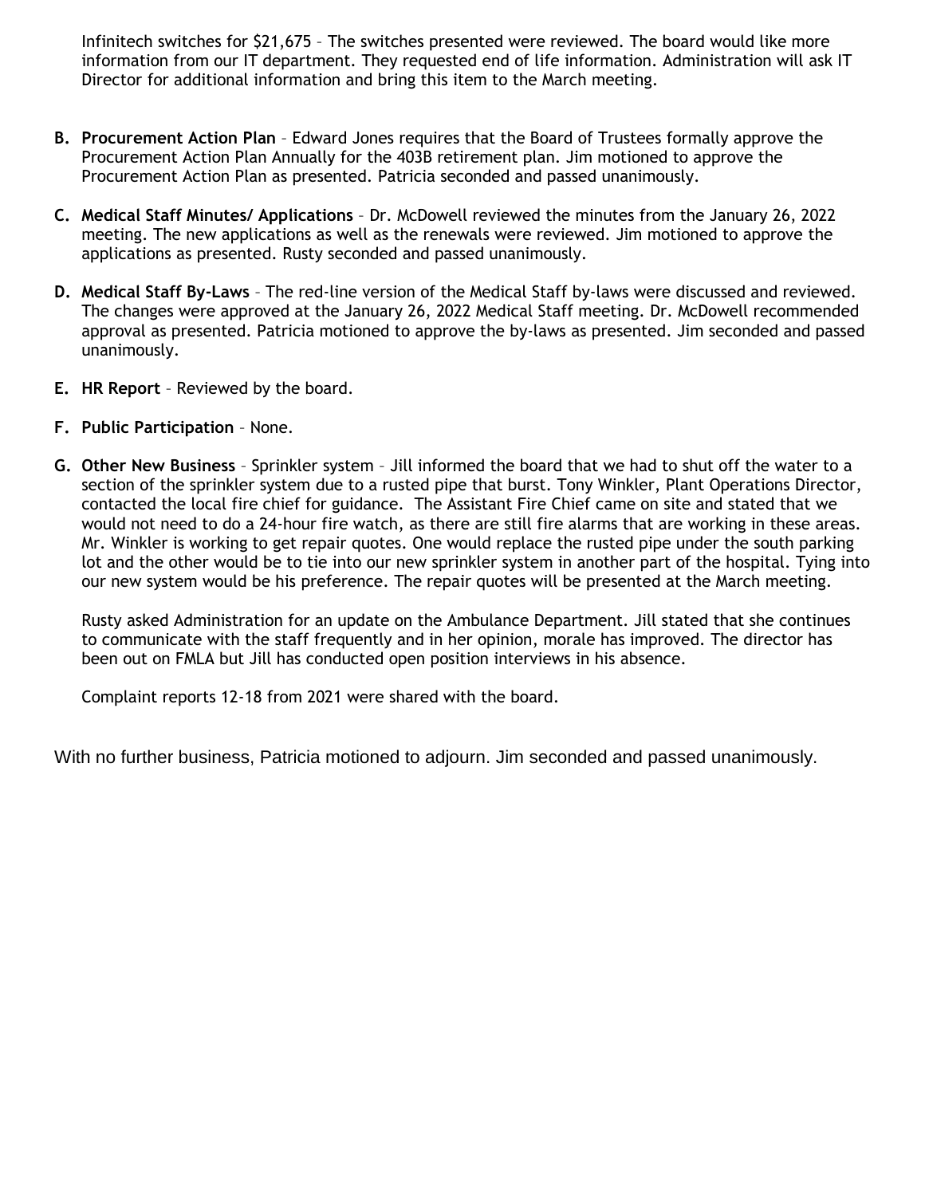Infinitech switches for $21,675 – The switches presented were reviewed. The board would like more information from our IT department. They requested end of life information. Administration will ask IT Director for additional information and bring this item to the March meeting.

**B. Procurement Action Plan** – Edward Jones requires that the Board of Trustees formally approve the Procurement Action Plan Annually for the 403B retirement plan. Jim motioned to approve the Procurement Action Plan as presented. Patricia seconded and passed unanimously.

**C. Medical Staff Minutes/ Applications** – Dr. McDowell reviewed the minutes from the January 26, 2022 meeting. The new applications as well as the renewals were reviewed. Jim motioned to approve the applications as presented. Rusty seconded and passed unanimously.

**D. Medical Staff By-Laws** – The red-line version of the Medical Staff by-laws were discussed and reviewed. The changes were approved at the January 26, 2022 Medical Staff meeting. Dr. McDowell recommended approval as presented. Patricia motioned to approve the by-laws as presented. Jim seconded and passed unanimously.

**E. HR Report** – Reviewed by the board.

**F. Public Participation** – None.

**G. Other New Business** – Sprinkler system – Jill informed the board that we had to shut off the water to a section of the sprinkler system due to a rusted pipe that burst. Tony Winkler, Plant Operations Director, contacted the local fire chief for guidance. The Assistant Fire Chief came on site and stated that we would not need to do a 24-hour fire watch, as there are still fire alarms that are working in these areas. Mr. Winkler is working to get repair quotes. One would replace the rusted pipe under the south parking lot and the other would be to tie into our new sprinkler system in another part of the hospital. Tying into our new system would be his preference. The repair quotes will be presented at the March meeting.

Rusty asked Administration for an update on the Ambulance Department. Jill stated that she continues to communicate with the staff frequently and in her opinion, morale has improved. The director has been out on FMLA but Jill has conducted open position interviews in his absence.

Complaint reports 12-18 from 2021 were shared with the board.

With no further business, Patricia motioned to adjourn. Jim seconded and passed unanimously.